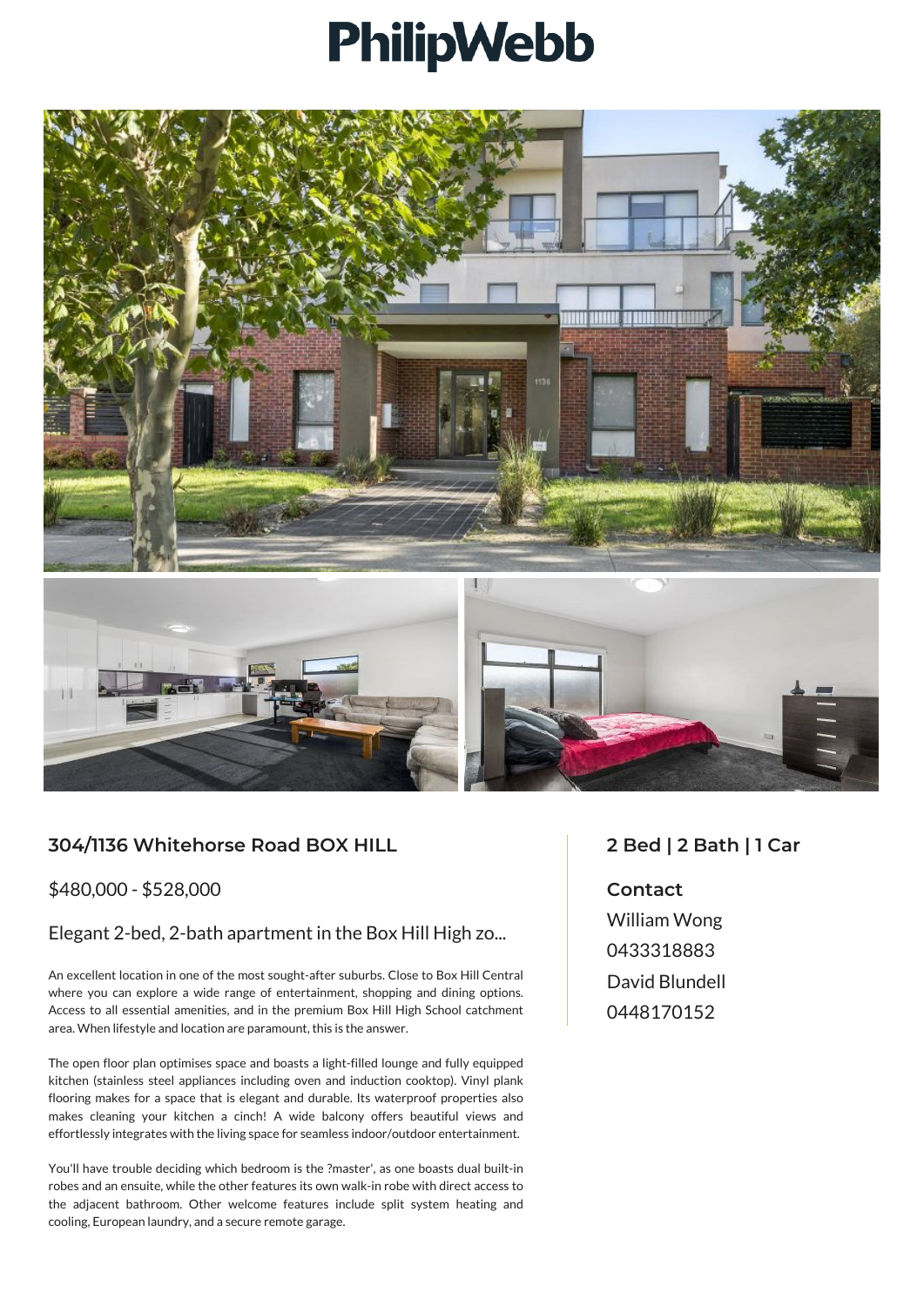# PhilipWebb

## 304/1136 Whitehorse Road BOX HILL

$480,000 - $528,000

### Elegant 2-bed, 2-bath apartment in the Box Hill High zo...

An excellent location in one of the most sought-after suburbs. Close to Box Hill Central where you can explore a wide range of entertainment, shopping and dining options. Access to all essential amenities, and in the premium Box Hill High School catchment area. When lifestyle and location are paramount, this is the answer.

The open floor plan optimises space and boasts a light-filled lounge and fully equipped kitchen (stainless steel appliances including oven and induction cooktop). Vinyl plank flooring makes for a space that is elegant and durable. Its waterproof properties also makes cleaning your kitchen a cinch! A wide balcony offers beautiful views and effortlessly integrates with the living space for seamless indoor/outdoor entertainment.

You'll have trouble deciding which bedroom is the ?master', as one boasts dual built-in robes and an ensuite, while the other features its own walk-in robe with direct access to the adjacent bathroom. Other welcome features include split system heating and cooling, European laundry, and a secure remote garage.

## 2 Bed | 2 Bath | 1 Car

**Contact**

William Wong
0433318883
David Blundell
0448170152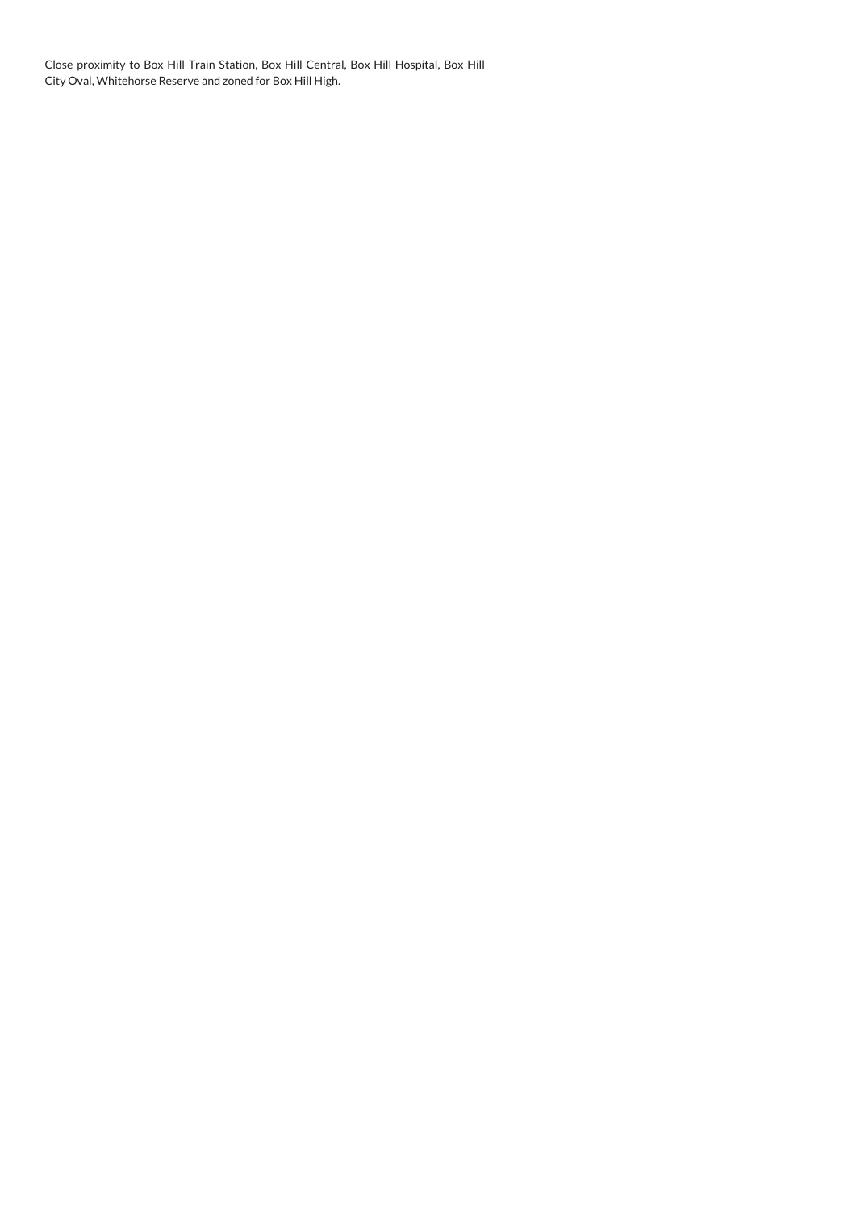Close proximity to Box Hill Train Station, Box Hill Central, Box Hill Hospital, Box Hill City Oval, Whitehorse Reserve and zoned for Box Hill High.